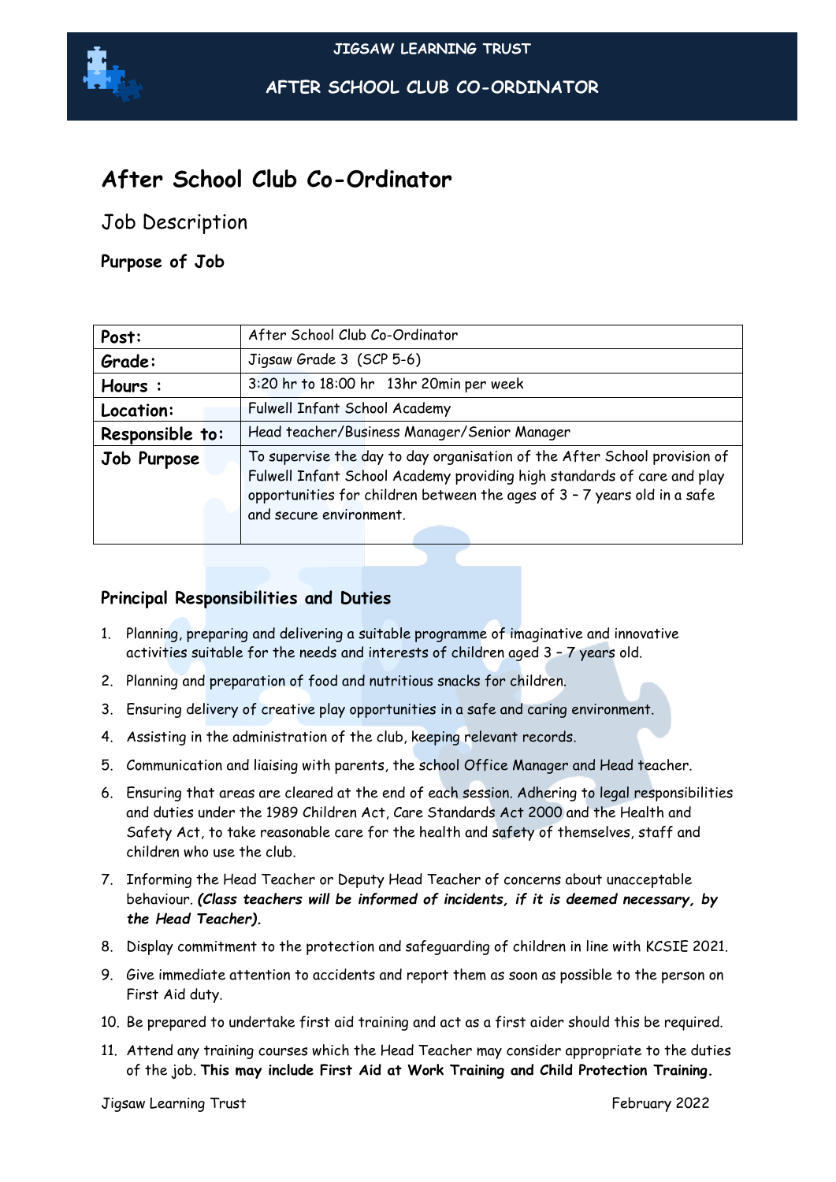# After School Club Co-Ordinator

## Job Description

### Purpose of Job

| **Post:** | After School Club Co-Ordinator |
|---|---|
| **Grade:** | Jigsaw Grade 3 (SCP 5-6) |
| **Hours :** | 3:20 hr to 18:00 hr 13hr 20min per week |
| **Location:** | Fulwell Infant School Academy |
| **Responsible to:** | Head teacher/Business Manager/Senior Manager |
| **Job Purpose** | To supervise the day to day organisation of the After School provision of Fulwell Infant School Academy providing high standards of care and play opportunities for children between the ages of 3 – 7 years old in a safe and secure environment. |

### Principal Responsibilities and Duties

1. Planning, preparing and delivering a suitable programme of imaginative and innovative activities suitable for the needs and interests of children aged 3 – 7 years old.
2. Planning and preparation of food and nutritious snacks for children.
3. Ensuring delivery of creative play opportunities in a safe and caring environment.
4. Assisting in the administration of the club, keeping relevant records.
5. Communication and liaising with parents, the school Office Manager and Head teacher.
6. Ensuring that areas are cleared at the end of each session. Adhering to legal responsibilities and duties under the 1989 Children Act, Care Standards Act 2000 and the Health and Safety Act, to take reasonable care for the health and safety of themselves, staff and children who use the club.
7. Informing the Head Teacher or Deputy Head Teacher of concerns about unacceptable behaviour. ***(Class teachers will be informed of incidents, if it is deemed necessary, by the Head Teacher).***
8. Display commitment to the protection and safeguarding of children in line with KCSIE 2021.
9. Give immediate attention to accidents and report them as soon as possible to the person on First Aid duty.
10. Be prepared to undertake first aid training and act as a first aider should this be required.
11. Attend any training courses which the Head Teacher may consider appropriate to the duties of the job. **This may include First Aid at Work Training and Child Protection Training.**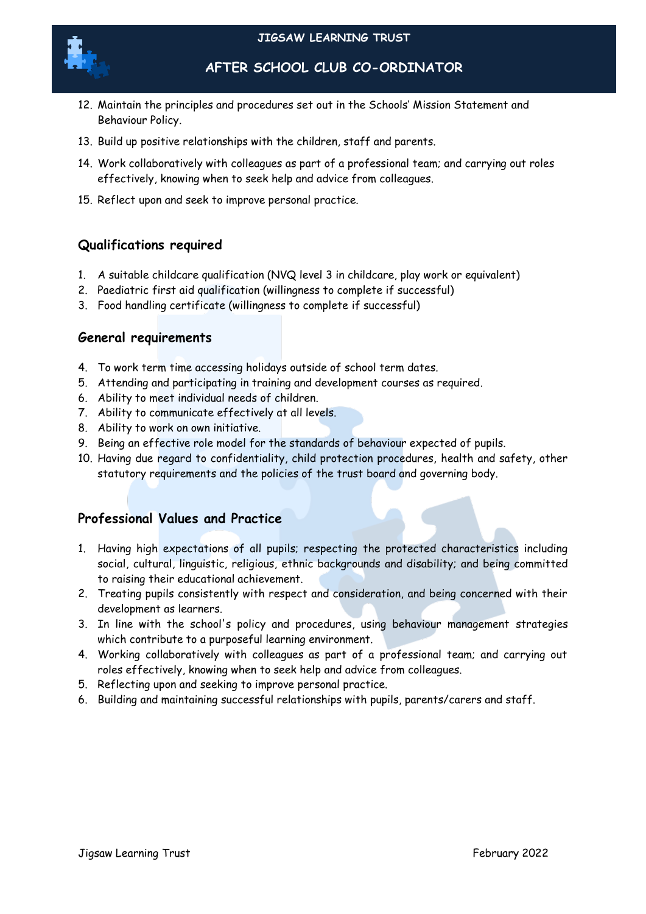12. Maintain the principles and procedures set out in the Schools' Mission Statement and Behaviour Policy.
13. Build up positive relationships with the children, staff and parents.
14. Work collaboratively with colleagues as part of a professional team; and carrying out roles effectively, knowing when to seek help and advice from colleagues.
15. Reflect upon and seek to improve personal practice.

## Qualifications required

1. A suitable childcare qualification (NVQ level 3 in childcare, play work or equivalent)
2. Paediatric first aid qualification (willingness to complete if successful)
3. Food handling certificate (willingness to complete if successful)

## General requirements

4. To work term time accessing holidays outside of school term dates.
5. Attending and participating in training and development courses as required.
6. Ability to meet individual needs of children.
7. Ability to communicate effectively at all levels.
8. Ability to work on own initiative.
9. Being an effective role model for the standards of behaviour expected of pupils.
10. Having due regard to confidentiality, child protection procedures, health and safety, other statutory requirements and the policies of the trust board and governing body.

## Professional Values and Practice

1. Having high expectations of all pupils; respecting the protected characteristics including social, cultural, linguistic, religious, ethnic backgrounds and disability; and being committed to raising their educational achievement.
2. Treating pupils consistently with respect and consideration, and being concerned with their development as learners.
3. In line with the school's policy and procedures, using behaviour management strategies which contribute to a purposeful learning environment.
4. Working collaboratively with colleagues as part of a professional team; and carrying out roles effectively, knowing when to seek help and advice from colleagues.
5. Reflecting upon and seeking to improve personal practice.
6. Building and maintaining successful relationships with pupils, parents/carers and staff.